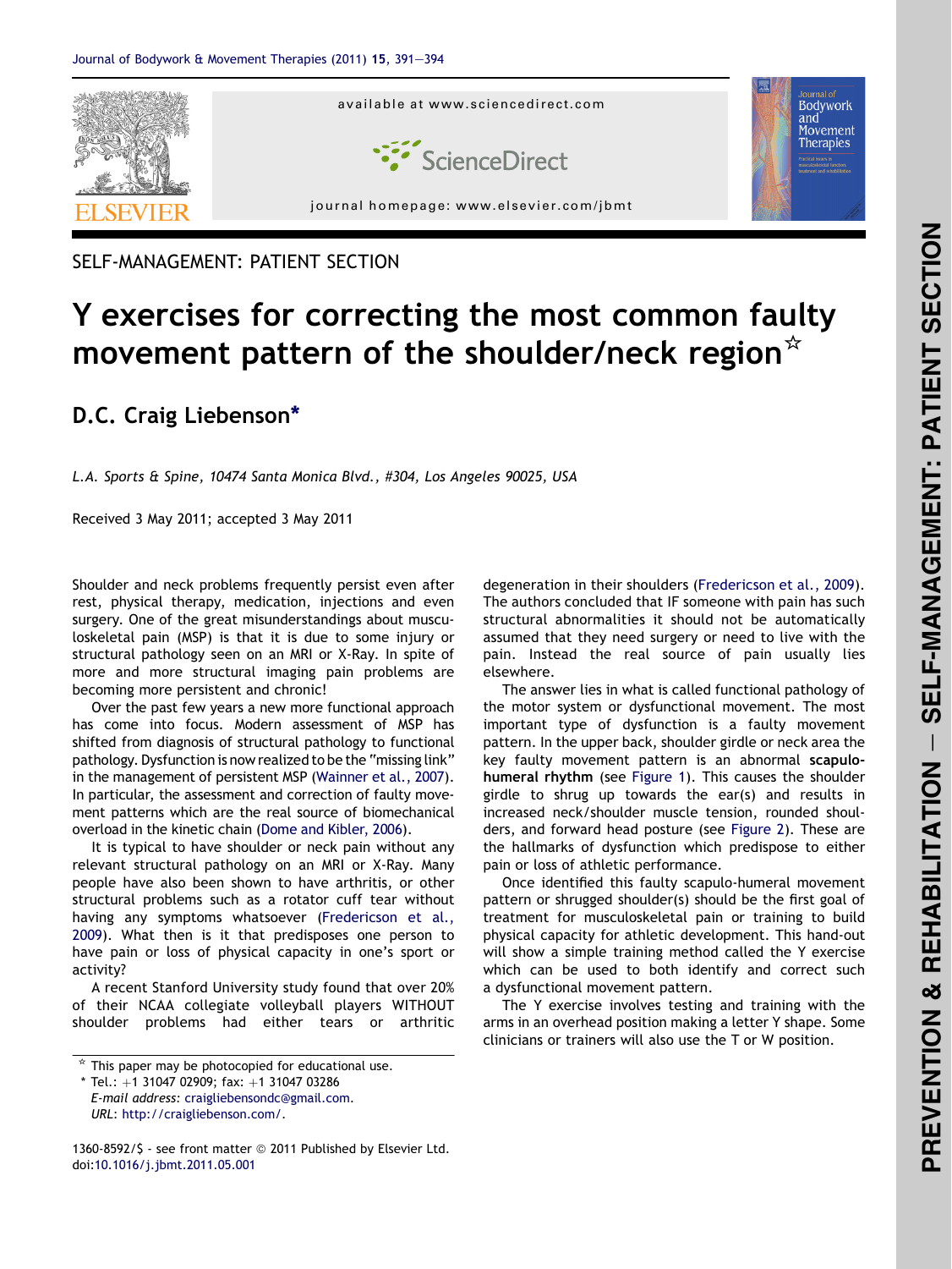SELF-MANAGEMENT: PATIENT SECTION

# Y exercises for correcting the most common faulty movement pattern of the shoulder/neck region☆

**D.C. Craig Liebenson***

*L.A. Sports & Spine, 10474 Santa Monica Blvd., #304, Los Angeles 90025, USA*

Received 3 May 2011; accepted 3 May 2011

Shoulder and neck problems frequently persist even after rest, physical therapy, medication, injections and even surgery. One of the great misunderstandings about musculoskeletal pain (MSP) is that it is due to some injury or structural pathology seen on an MRI or X-Ray. In spite of more and more structural imaging pain problems are becoming more persistent and chronic!

Over the past few years a new more functional approach has come into focus. Modern assessment of MSP has shifted from diagnosis of structural pathology to functional pathology. Dysfunction is now realized to be the "missing link" in the management of persistent MSP (Wainner et al., 2007). In particular, the assessment and correction of faulty movement patterns which are the real source of biomechanical overload in the kinetic chain (Dome and Kibler, 2006).

It is typical to have shoulder or neck pain without any relevant structural pathology on an MRI or X-Ray. Many people have also been shown to have arthritis, or other structural problems such as a rotator cuff tear without having any symptoms whatsoever (Fredericson et al., 2009). What then is it that predisposes one person to have pain or loss of physical capacity in one's sport or activity?

A recent Stanford University study found that over 20% of their NCAA collegiate volleyball players WITHOUT shoulder problems had either tears or arthritic degeneration in their shoulders (Fredericson et al., 2009). The authors concluded that IF someone with pain has such structural abnormalities it should not be automatically assumed that they need surgery or need to live with the pain. Instead the real source of pain usually lies elsewhere.

The answer lies in what is called functional pathology of the motor system or dysfunctional movement. The most important type of dysfunction is a faulty movement pattern. In the upper back, shoulder girdle or neck area the key faulty movement pattern is an abnormal **scapulo-humeral rhythm** (see Figure 1). This causes the shoulder girdle to shrug up towards the ear(s) and results in increased neck/shoulder muscle tension, rounded shoulders, and forward head posture (see Figure 2). These are the hallmarks of dysfunction which predispose to either pain or loss of athletic performance.

Once identified this faulty scapulo-humeral movement pattern or shrugged shoulder(s) should be the first goal of treatment for musculoskeletal pain or training to build physical capacity for athletic development. This hand-out will show a simple training method called the Y exercise which can be used to both identify and correct such a dysfunctional movement pattern.

The Y exercise involves testing and training with the arms in an overhead position making a letter Y shape. Some clinicians or trainers will also use the T or W position.

☆ This paper may be photocopied for educational use.

* Tel.: +1 31047 02909; fax: +1 31047 03286
*E-mail address:* craigliebensondc@gmail.com.
*URL:* http://craigliebenson.com/.

1360-8592/$ - see front matter © 2011 Published by Elsevier Ltd.
doi:10.1016/j.jbmt.2011.05.001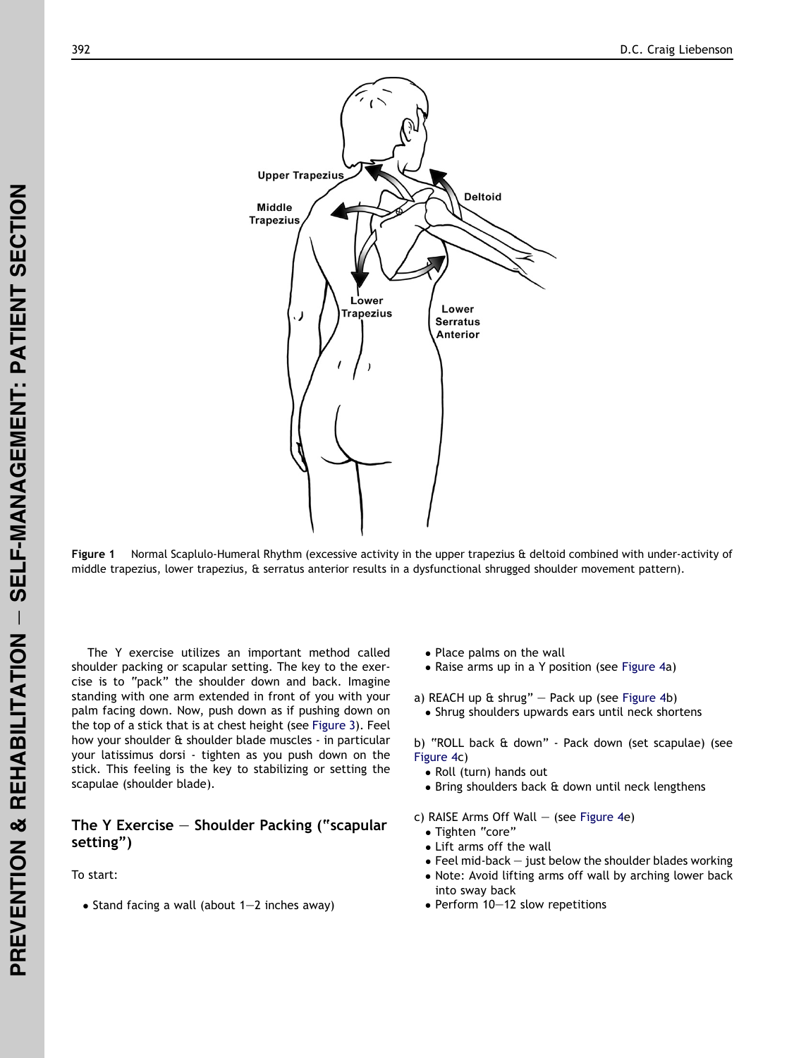Figure 1 Normal Scaplulo-Humeral Rhythm (excessive activity in the upper trapezius & deltoid combined with under-activity of middle trapezius, lower trapezius, & serratus anterior results in a dysfunctional shrugged shoulder movement pattern).

The Y exercise utilizes an important method called shoulder packing or scapular setting. The key to the exercise is to "pack" the shoulder down and back. Imagine standing with one arm extended in front of you with your palm facing down. Now, push down as if pushing down on the top of a stick that is at chest height (see Figure 3). Feel how your shoulder & shoulder blade muscles - in particular your latissimus dorsi - tighten as you push down on the stick. This feeling is the key to stabilizing or setting the scapulae (shoulder blade).

## The Y Exercise — Shoulder Packing ("scapular setting")

To start:

- Stand facing a wall (about 1—2 inches away)
- Place palms on the wall
- Raise arms up in a Y position (see Figure 4a)

a) REACH up & shrug" — Pack up (see Figure 4b)

- Shrug shoulders upwards ears until neck shortens

b) "ROLL back & down" - Pack down (set scapulae) (see Figure 4c)

- Roll (turn) hands out
- Bring shoulders back & down until neck lengthens

c) RAISE Arms Off Wall — (see Figure 4e)

- Tighten "core"
- Lift arms off the wall
- Feel mid-back — just below the shoulder blades working
- Note: Avoid lifting arms off wall by arching lower back into sway back
- Perform 10—12 slow repetitions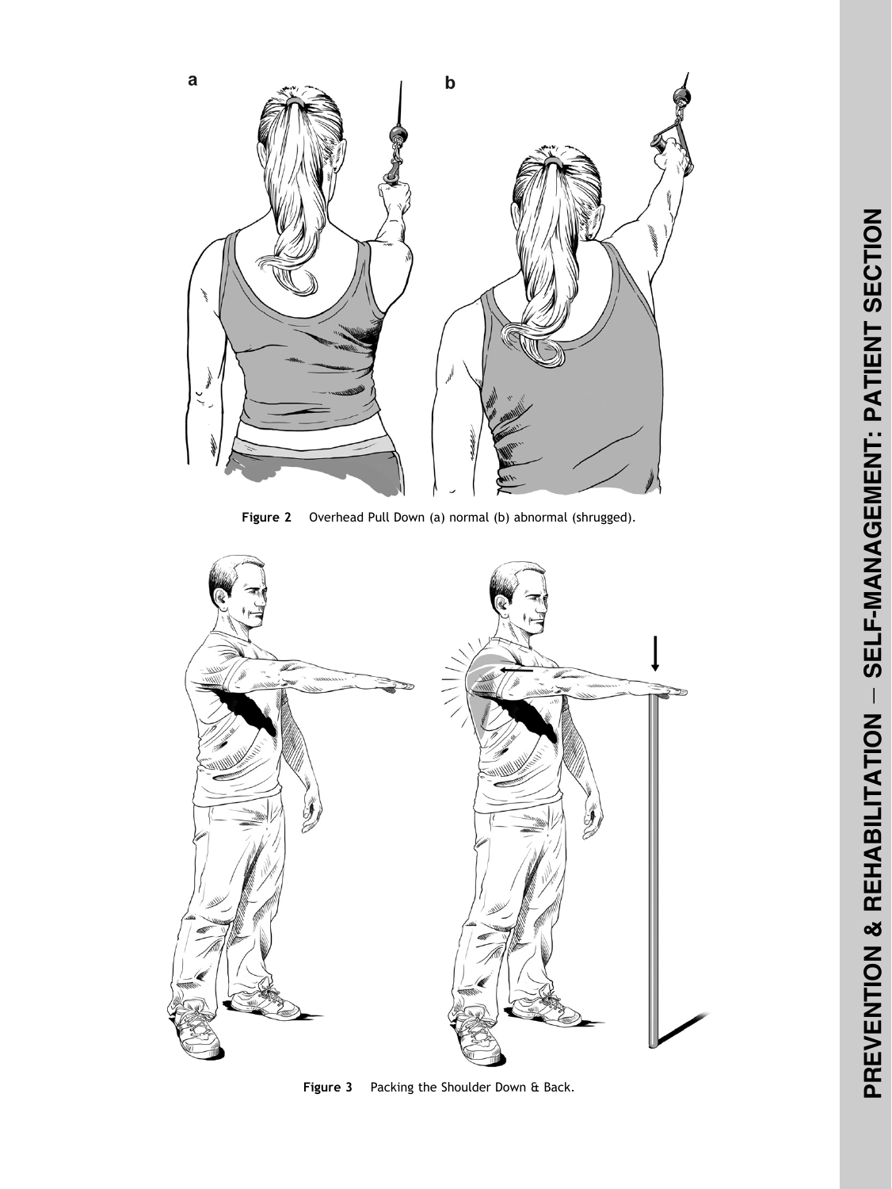Figure 2 Overhead Pull Down (a) normal (b) abnormal (shrugged).

Figure 3 Packing the Shoulder Down & Back.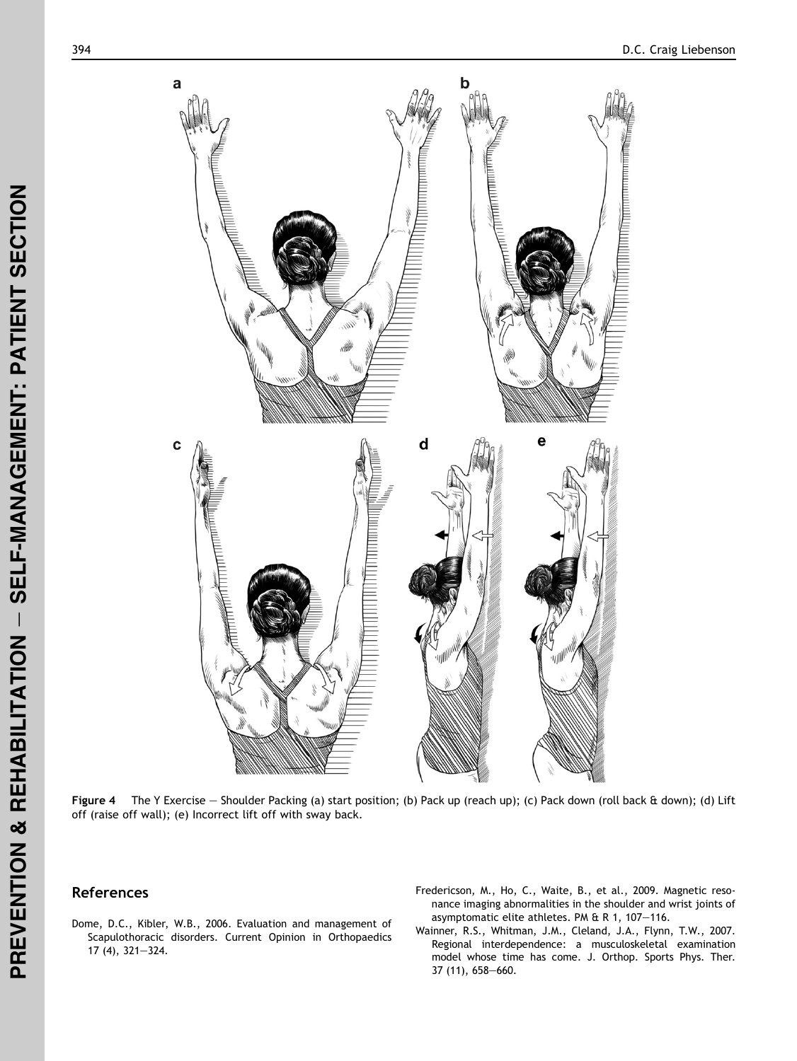**Figure 4** The Y Exercise — Shoulder Packing (a) start position; (b) Pack up (reach up); (c) Pack down (roll back & down); (d) Lift off (raise off wall); (e) Incorrect lift off with sway back.

## References

Dome, D.C., Kibler, W.B., 2006. Evaluation and management of Scapulothoracic disorders. Current Opinion in Orthopaedics 17 (4), 321–324.

Fredericson, M., Ho, C., Waite, B., et al., 2009. Magnetic resonance imaging abnormalities in the shoulder and wrist joints of asymptomatic elite athletes. PM & R 1, 107–116.

Wainner, R.S., Whitman, J.M., Cleland, J.A., Flynn, T.W., 2007. Regional interdependence: a musculoskeletal examination model whose time has come. J. Orthop. Sports Phys. Ther. 37 (11), 658–660.